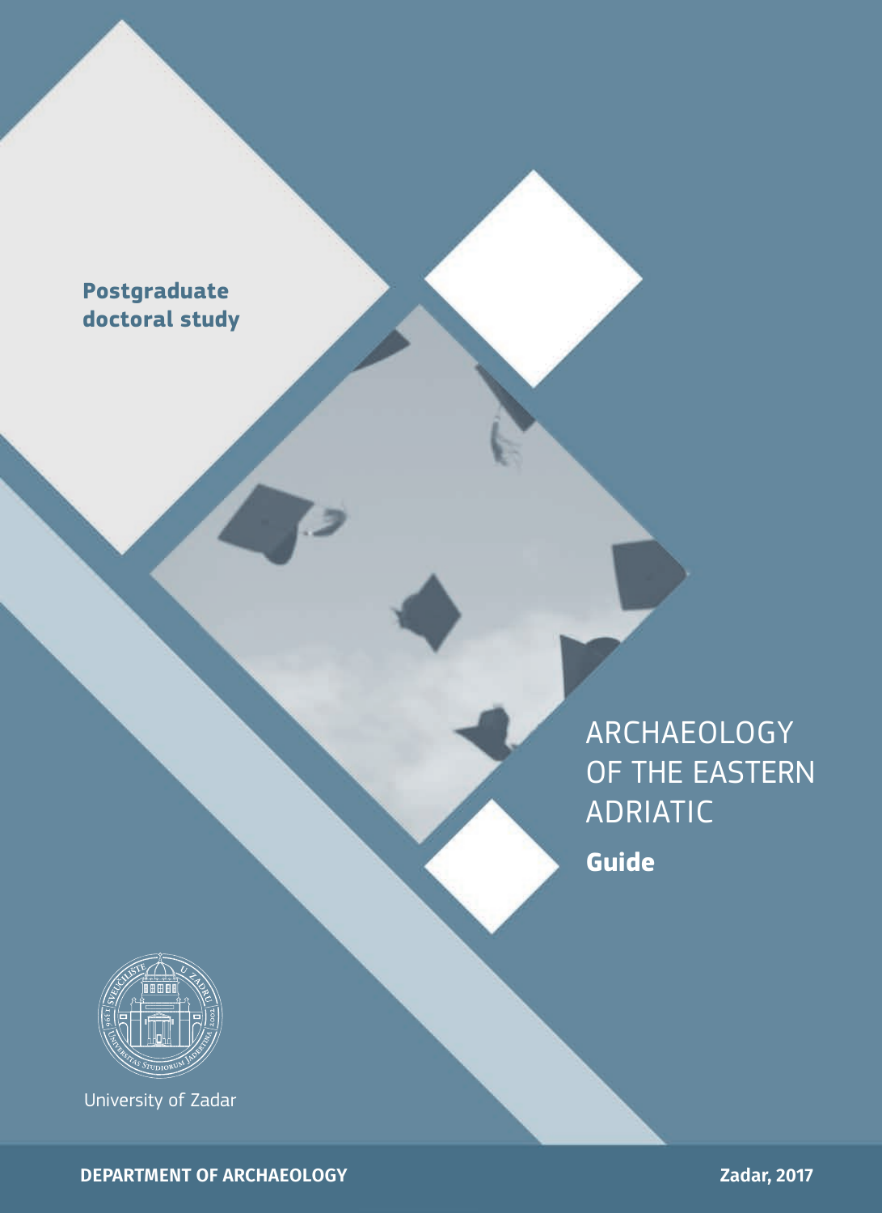**Postgraduate doctoral study**

# ARCHAEOLOGY OF THE EASTERN ADRIATIC

**Guide**

University of Zadar

**DEPARTMENT OF ARCHAEOLOGY**

**Zadar, 2017**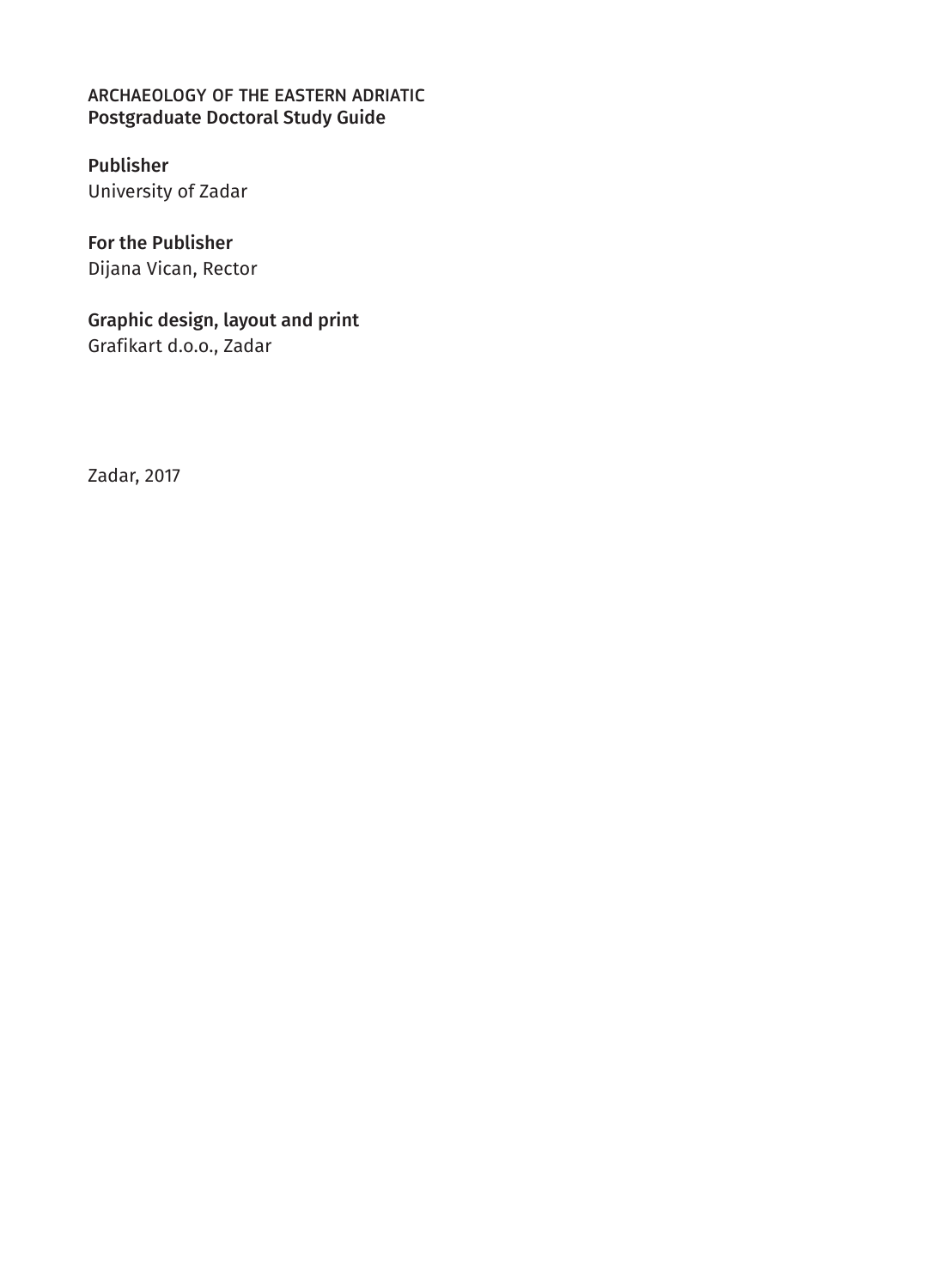ARCHAEOLOGY OF THE EASTERN ADRIATIC
**Postgraduate Doctoral Study Guide**

**Publisher**
University of Zadar

**For the Publisher**
Dijana Vican, Rector

**Graphic design, layout and print**
Grafikart d.o.o., Zadar

Zadar, 2017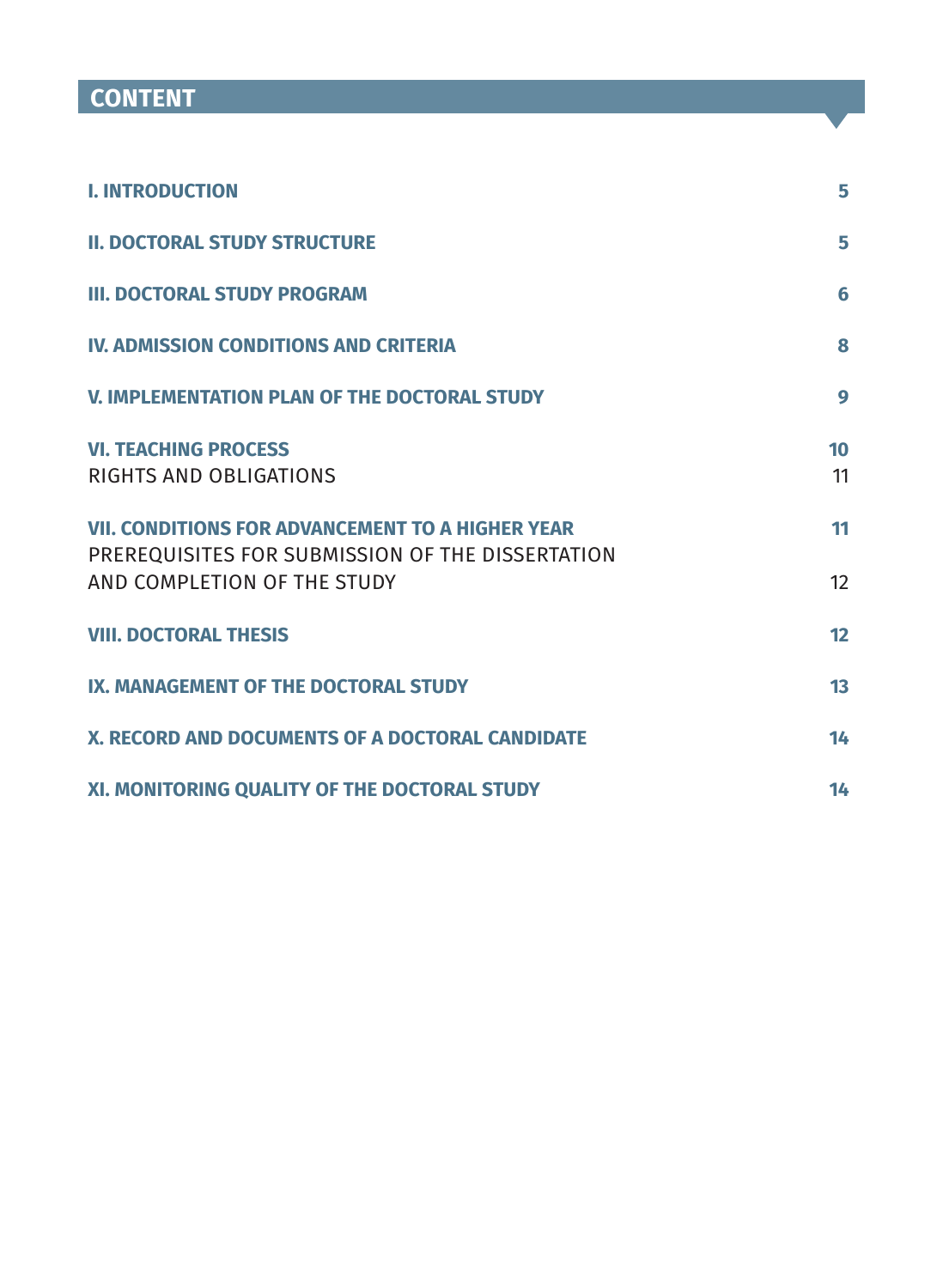# CONTENT

| | |
|---|---|
| **I. INTRODUCTION** | **5** |
| **II. DOCTORAL STUDY STRUCTURE** | **5** |
| **III. DOCTORAL STUDY PROGRAM** | **6** |
| **IV. ADMISSION CONDITIONS AND CRITERIA** | **8** |
| **V. IMPLEMENTATION PLAN OF THE DOCTORAL STUDY** | **9** |
| **VI. TEACHING PROCESS** | **10** |
| RIGHTS AND OBLIGATIONS | 11 |
| **VII. CONDITIONS FOR ADVANCEMENT TO A HIGHER YEAR** | **11** |
| PREREQUISITES FOR SUBMISSION OF THE DISSERTATION AND COMPLETION OF THE STUDY | 12 |
| **VIII. DOCTORAL THESIS** | **12** |
| **IX. MANAGEMENT OF THE DOCTORAL STUDY** | **13** |
| **X. RECORD AND DOCUMENTS OF A DOCTORAL CANDIDATE** | **14** |
| **XI. MONITORING QUALITY OF THE DOCTORAL STUDY** | **14** |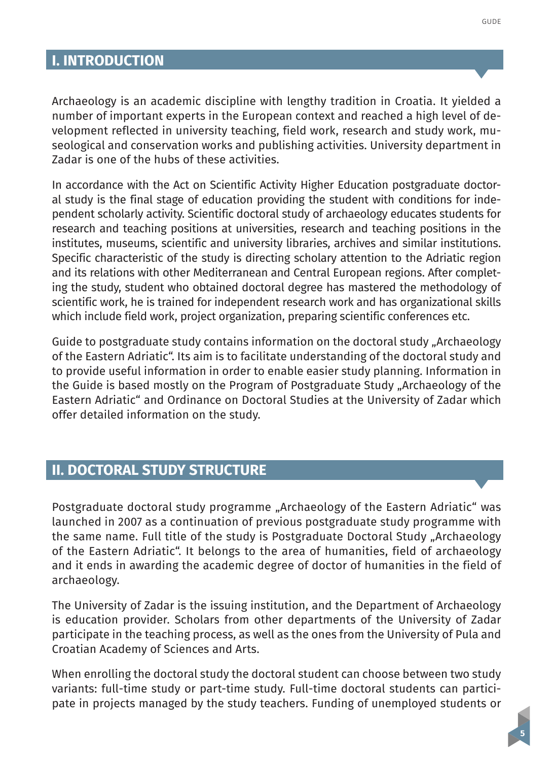## I. INTRODUCTION

Archaeology is an academic discipline with lengthy tradition in Croatia. It yielded a number of important experts in the European context and reached a high level of development reflected in university teaching, field work, research and study work, museological and conservation works and publishing activities. University department in Zadar is one of the hubs of these activities.

In accordance with the Act on Scientific Activity Higher Education postgraduate doctoral study is the final stage of education providing the student with conditions for independent scholarly activity. Scientific doctoral study of archaeology educates students for research and teaching positions at universities, research and teaching positions in the institutes, museums, scientific and university libraries, archives and similar institutions. Specific characteristic of the study is directing scholary attention to the Adriatic region and its relations with other Mediterranean and Central European regions. After completing the study, student who obtained doctoral degree has mastered the methodology of scientific work, he is trained for independent research work and has organizational skills which include field work, project organization, preparing scientific conferences etc.

Guide to postgraduate study contains information on the doctoral study „Archaeology of the Eastern Adriatic". Its aim is to facilitate understanding of the doctoral study and to provide useful information in order to enable easier study planning. Information in the Guide is based mostly on the Program of Postgraduate Study „Archaeology of the Eastern Adriatic" and Ordinance on Doctoral Studies at the University of Zadar which offer detailed information on the study.

## II. DOCTORAL STUDY STRUCTURE

Postgraduate doctoral study programme „Archaeology of the Eastern Adriatic" was launched in 2007 as a continuation of previous postgraduate study programme with the same name. Full title of the study is Postgraduate Doctoral Study „Archaeology of the Eastern Adriatic". It belongs to the area of humanities, field of archaeology and it ends in awarding the academic degree of doctor of humanities in the field of archaeology.

The University of Zadar is the issuing institution, and the Department of Archaeology is education provider. Scholars from other departments of the University of Zadar participate in the teaching process, as well as the ones from the University of Pula and Croatian Academy of Sciences and Arts.

When enrolling the doctoral study the doctoral student can choose between two study variants: full-time study or part-time study. Full-time doctoral students can participate in projects managed by the study teachers. Funding of unemployed students or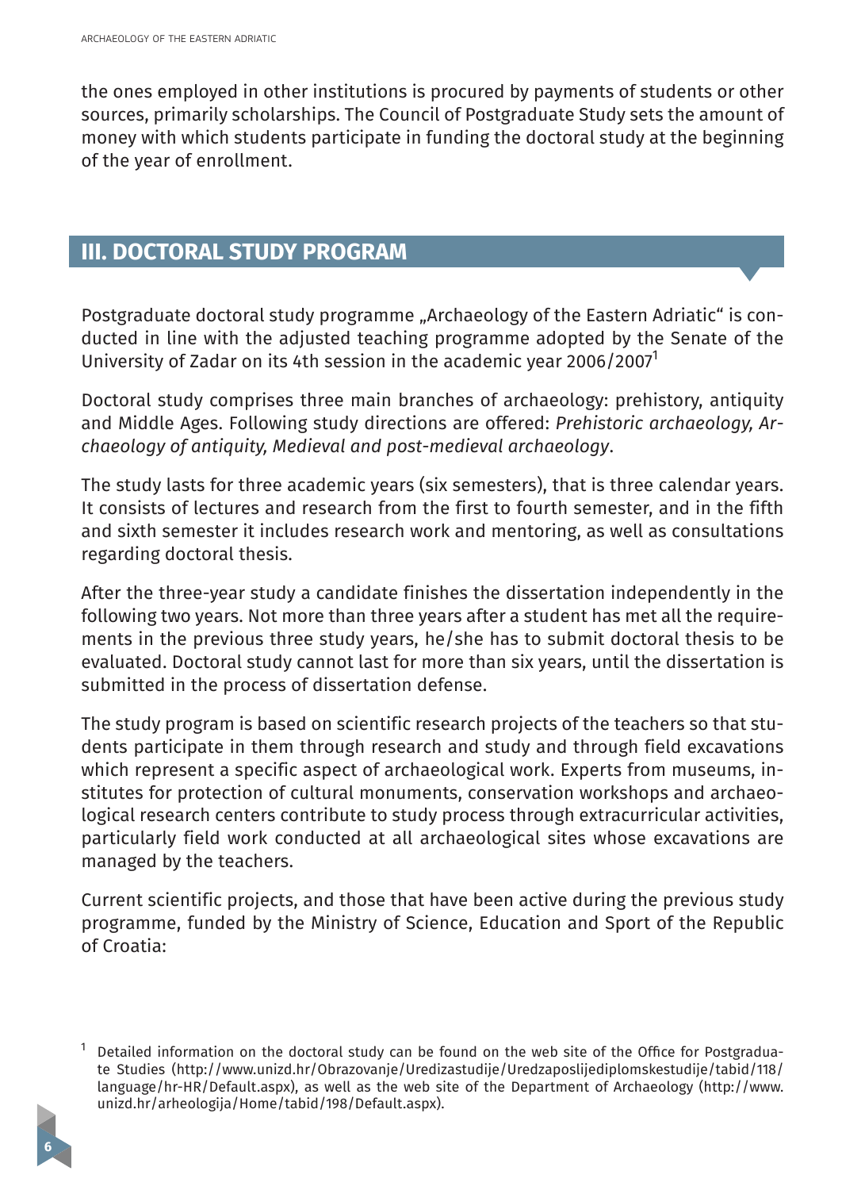the ones employed in other institutions is procured by payments of students or other sources, primarily scholarships. The Council of Postgraduate Study sets the amount of money with which students participate in funding the doctoral study at the beginning of the year of enrollment.

## III. DOCTORAL STUDY PROGRAM

Postgraduate doctoral study programme „Archaeology of the Eastern Adriatic" is conducted in line with the adjusted teaching programme adopted by the Senate of the University of Zadar on its 4th session in the academic year 2006/2007[1]

Doctoral study comprises three main branches of archaeology: prehistory, antiquity and Middle Ages. Following study directions are offered: *Prehistoric archaeology, Archaeology of antiquity, Medieval and post-medieval archaeology*.

The study lasts for three academic years (six semesters), that is three calendar years. It consists of lectures and research from the first to fourth semester, and in the fifth and sixth semester it includes research work and mentoring, as well as consultations regarding doctoral thesis.

After the three-year study a candidate finishes the dissertation independently in the following two years. Not more than three years after a student has met all the requirements in the previous three study years, he/she has to submit doctoral thesis to be evaluated. Doctoral study cannot last for more than six years, until the dissertation is submitted in the process of dissertation defense.

The study program is based on scientific research projects of the teachers so that students participate in them through research and study and through field excavations which represent a specific aspect of archaeological work. Experts from museums, institutes for protection of cultural monuments, conservation workshops and archaeological research centers contribute to study process through extracurricular activities, particularly field work conducted at all archaeological sites whose excavations are managed by the teachers.

Current scientific projects, and those that have been active during the previous study programme, funded by the Ministry of Science, Education and Sport of the Republic of Croatia:

[1] Detailed information on the doctoral study can be found on the web site of the Office for Postgraduate Studies (http://www.unizd.hr/Obrazovanje/Uredizastudije/Uredzaposlijediplomskestudije/tabid/118/language/hr-HR/Default.aspx), as well as the web site of the Department of Archaeology (http://www.unizd.hr/arheologija/Home/tabid/198/Default.aspx).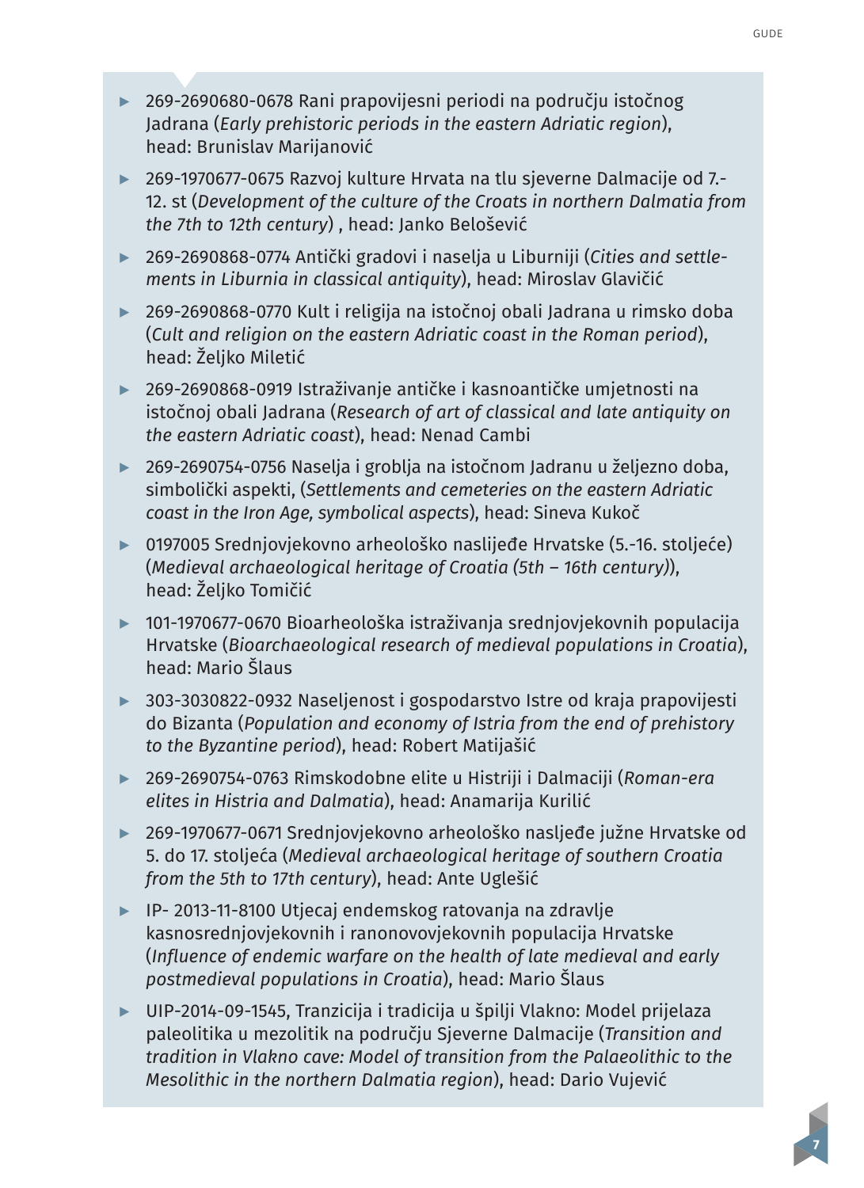- 269-2690680-0678 Rani prapovijesni periodi na području istočnog Jadrana (*Early prehistoric periods in the eastern Adriatic region*), head: Brunislav Marijanović
- 269-1970677-0675 Razvoj kulture Hrvata na tlu sjeverne Dalmacije od 7.-12. st (*Development of the culture of the Croats in northern Dalmatia from the 7th to 12th century*) , head: Janko Belošević
- 269-2690868-0774 Antički gradovi i naselja u Liburniji (*Cities and settlements in Liburnia in classical antiquity*), head: Miroslav Glavičić
- 269-2690868-0770 Kult i religija na istočnoj obali Jadrana u rimsko doba (*Cult and religion on the eastern Adriatic coast in the Roman period*), head: Željko Miletić
- 269-2690868-0919 Istraživanje antičke i kasnoantičke umjetnosti na istočnoj obali Jadrana (*Research of art of classical and late antiquity on the eastern Adriatic coast*), head: Nenad Cambi
- 269-2690754-0756 Naselja i groblja na istočnom Jadranu u željezno doba, simbolički aspekti, (*Settlements and cemeteries on the eastern Adriatic coast in the Iron Age, symbolical aspects*), head: Sineva Kukoč
- 0197005 Srednjovjekovno arheološko naslijeđe Hrvatske (5.-16. stoljeće) (*Medieval archaeological heritage of Croatia (5th – 16th century)*), head: Željko Tomičić
- 101-1970677-0670 Bioarheološka istraživanja srednjovjekovnih populacija Hrvatske (*Bioarchaeological research of medieval populations in Croatia*), head: Mario Šlaus
- 303-3030822-0932 Naseljenost i gospodarstvo Istre od kraja prapovijesti do Bizanta (*Population and economy of Istria from the end of prehistory to the Byzantine period*), head: Robert Matijašić
- 269-2690754-0763 Rimskodobne elite u Histriji i Dalmaciji (*Roman-era elites in Histria and Dalmatia*), head: Anamarija Kurilić
- 269-1970677-0671 Srednjovjekovno arheološko nasljeđe južne Hrvatske od 5. do 17. stoljeća (*Medieval archaeological heritage of southern Croatia from the 5th to 17th century*), head: Ante Uglešić
- IP- 2013-11-8100 Utjecaj endemskog ratovanja na zdravlje kasnosrednjovjekovnih i ranonovovjekovnih populacija Hrvatske (*Influence of endemic warfare on the health of late medieval and early postmedieval populations in Croatia*), head: Mario Šlaus
- UIP-2014-09-1545, Tranzicija i tradicija u špilji Vlakno: Model prijelaza paleolitika u mezolitik na području Sjeverne Dalmacije (*Transition and tradition in Vlakno cave: Model of transition from the Palaeolithic to the Mesolithic in the northern Dalmatia region*), head: Dario Vujević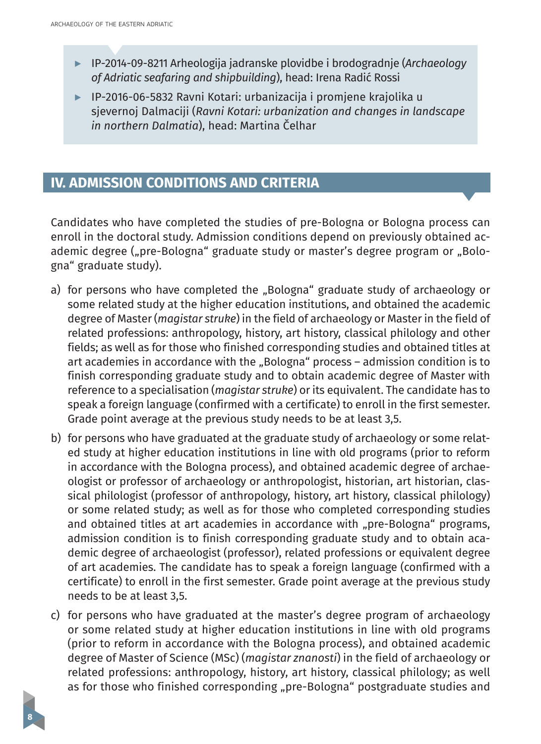- IP-2014-09-8211 Arheologija jadranske plovidbe i brodogradnje (*Archaeology of Adriatic seafaring and shipbuilding*), head: Irena Radić Rossi
- IP-2016-06-5832 Ravni Kotari: urbanizacija i promjene krajolika u sjevernoj Dalmaciji (*Ravni Kotari: urbanization and changes in landscape in northern Dalmatia*), head: Martina Čelhar

## IV. ADMISSION CONDITIONS AND CRITERIA

Candidates who have completed the studies of pre-Bologna or Bologna process can enroll in the doctoral study. Admission conditions depend on previously obtained academic degree („pre-Bologna" graduate study or master's degree program or „Bologna" graduate study).

a) for persons who have completed the „Bologna" graduate study of archaeology or some related study at the higher education institutions, and obtained the academic degree of Master (*magistar struke*) in the field of archaeology or Master in the field of related professions: anthropology, history, art history, classical philology and other fields; as well as for those who finished corresponding studies and obtained titles at art academies in accordance with the „Bologna" process – admission condition is to finish corresponding graduate study and to obtain academic degree of Master with reference to a specialisation (*magistar struke*) or its equivalent. The candidate has to speak a foreign language (confirmed with a certificate) to enroll in the first semester. Grade point average at the previous study needs to be at least 3,5.

b) for persons who have graduated at the graduate study of archaeology or some related study at higher education institutions in line with old programs (prior to reform in accordance with the Bologna process), and obtained academic degree of archaeologist or professor of archaeology or anthropologist, historian, art historian, classical philologist (professor of anthropology, history, art history, classical philology) or some related study; as well as for those who completed corresponding studies and obtained titles at art academies in accordance with „pre-Bologna" programs, admission condition is to finish corresponding graduate study and to obtain academic degree of archaeologist (professor), related professions or equivalent degree of art academies. The candidate has to speak a foreign language (confirmed with a certificate) to enroll in the first semester. Grade point average at the previous study needs to be at least 3,5.

c) for persons who have graduated at the master's degree program of archaeology or some related study at higher education institutions in line with old programs (prior to reform in accordance with the Bologna process), and obtained academic degree of Master of Science (MSc) (*magistar znanosti*) in the field of archaeology or related professions: anthropology, history, art history, classical philology; as well as for those who finished corresponding „pre-Bologna" postgraduate studies and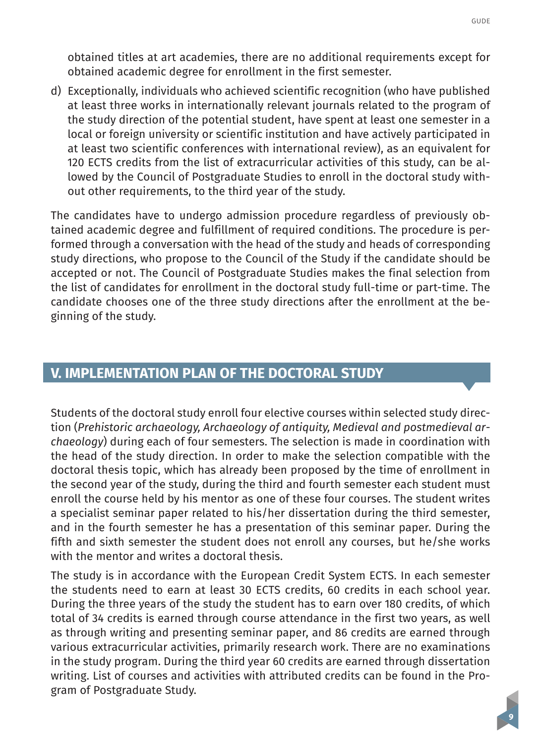obtained titles at art academies, there are no additional requirements except for obtained academic degree for enrollment in the first semester.

d) Exceptionally, individuals who achieved scientific recognition (who have published at least three works in internationally relevant journals related to the program of the study direction of the potential student, have spent at least one semester in a local or foreign university or scientific institution and have actively participated in at least two scientific conferences with international review), as an equivalent for 120 ECTS credits from the list of extracurricular activities of this study, can be allowed by the Council of Postgraduate Studies to enroll in the doctoral study without other requirements, to the third year of the study.

The candidates have to undergo admission procedure regardless of previously obtained academic degree and fulfillment of required conditions. The procedure is performed through a conversation with the head of the study and heads of corresponding study directions, who propose to the Council of the Study if the candidate should be accepted or not. The Council of Postgraduate Studies makes the final selection from the list of candidates for enrollment in the doctoral study full-time or part-time. The candidate chooses one of the three study directions after the enrollment at the beginning of the study.

## V. IMPLEMENTATION PLAN OF THE DOCTORAL STUDY

Students of the doctoral study enroll four elective courses within selected study direction (*Prehistoric archaeology, Archaeology of antiquity, Medieval and postmedieval archaeology*) during each of four semesters. The selection is made in coordination with the head of the study direction. In order to make the selection compatible with the doctoral thesis topic, which has already been proposed by the time of enrollment in the second year of the study, during the third and fourth semester each student must enroll the course held by his mentor as one of these four courses. The student writes a specialist seminar paper related to his/her dissertation during the third semester, and in the fourth semester he has a presentation of this seminar paper. During the fifth and sixth semester the student does not enroll any courses, but he/she works with the mentor and writes a doctoral thesis.

The study is in accordance with the European Credit System ECTS. In each semester the students need to earn at least 30 ECTS credits, 60 credits in each school year. During the three years of the study the student has to earn over 180 credits, of which total of 34 credits is earned through course attendance in the first two years, as well as through writing and presenting seminar paper, and 86 credits are earned through various extracurricular activities, primarily research work. There are no examinations in the study program. During the third year 60 credits are earned through dissertation writing. List of courses and activities with attributed credits can be found in the Program of Postgraduate Study.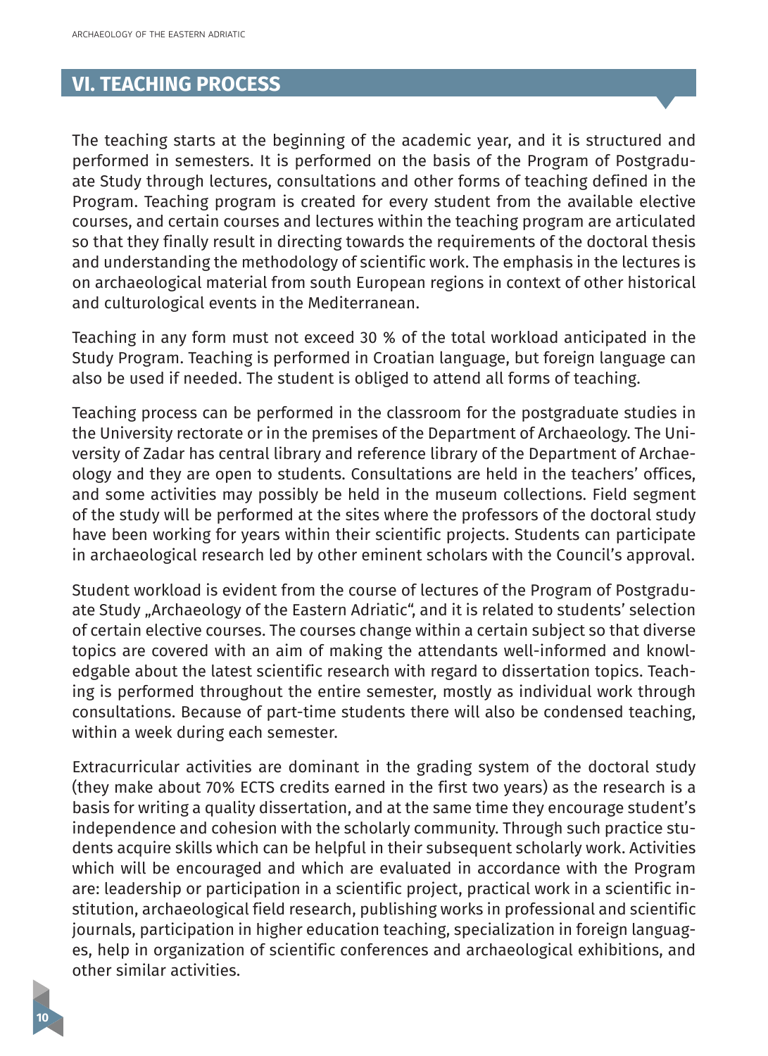## VI. TEACHING PROCESS

The teaching starts at the beginning of the academic year, and it is structured and performed in semesters. It is performed on the basis of the Program of Postgraduate Study through lectures, consultations and other forms of teaching defined in the Program. Teaching program is created for every student from the available elective courses, and certain courses and lectures within the teaching program are articulated so that they finally result in directing towards the requirements of the doctoral thesis and understanding the methodology of scientific work. The emphasis in the lectures is on archaeological material from south European regions in context of other historical and culturological events in the Mediterranean.

Teaching in any form must not exceed 30 % of the total workload anticipated in the Study Program. Teaching is performed in Croatian language, but foreign language can also be used if needed. The student is obliged to attend all forms of teaching.

Teaching process can be performed in the classroom for the postgraduate studies in the University rectorate or in the premises of the Department of Archaeology. The University of Zadar has central library and reference library of the Department of Archaeology and they are open to students. Consultations are held in the teachers' offices, and some activities may possibly be held in the museum collections. Field segment of the study will be performed at the sites where the professors of the doctoral study have been working for years within their scientific projects. Students can participate in archaeological research led by other eminent scholars with the Council's approval.

Student workload is evident from the course of lectures of the Program of Postgraduate Study „Archaeology of the Eastern Adriatic", and it is related to students' selection of certain elective courses. The courses change within a certain subject so that diverse topics are covered with an aim of making the attendants well-informed and knowledgable about the latest scientific research with regard to dissertation topics. Teaching is performed throughout the entire semester, mostly as individual work through consultations. Because of part-time students there will also be condensed teaching, within a week during each semester.

Extracurricular activities are dominant in the grading system of the doctoral study (they make about 70% ECTS credits earned in the first two years) as the research is a basis for writing a quality dissertation, and at the same time they encourage student's independence and cohesion with the scholarly community. Through such practice students acquire skills which can be helpful in their subsequent scholarly work. Activities which will be encouraged and which are evaluated in accordance with the Program are: leadership or participation in a scientific project, practical work in a scientific institution, archaeological field research, publishing works in professional and scientific journals, participation in higher education teaching, specialization in foreign languages, help in organization of scientific conferences and archaeological exhibitions, and other similar activities.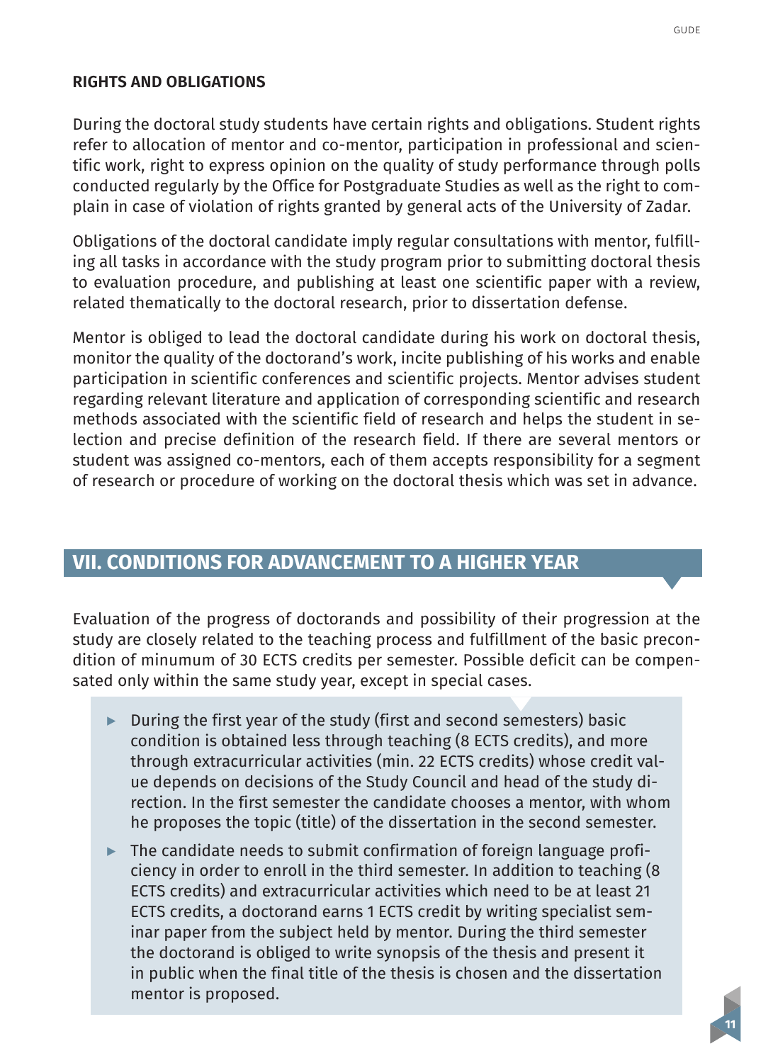**RIGHTS AND OBLIGATIONS**

During the doctoral study students have certain rights and obligations. Student rights refer to allocation of mentor and co-mentor, participation in professional and scientific work, right to express opinion on the quality of study performance through polls conducted regularly by the Office for Postgraduate Studies as well as the right to complain in case of violation of rights granted by general acts of the University of Zadar.

Obligations of the doctoral candidate imply regular consultations with mentor, fulfilling all tasks in accordance with the study program prior to submitting doctoral thesis to evaluation procedure, and publishing at least one scientific paper with a review, related thematically to the doctoral research, prior to dissertation defense.

Mentor is obliged to lead the doctoral candidate during his work on doctoral thesis, monitor the quality of the doctorand's work, incite publishing of his works and enable participation in scientific conferences and scientific projects. Mentor advises student regarding relevant literature and application of corresponding scientific and research methods associated with the scientific field of research and helps the student in selection and precise definition of the research field. If there are several mentors or student was assigned co-mentors, each of them accepts responsibility for a segment of research or procedure of working on the doctoral thesis which was set in advance.

## VII. CONDITIONS FOR ADVANCEMENT TO A HIGHER YEAR

Evaluation of the progress of doctorands and possibility of their progression at the study are closely related to the teaching process and fulfillment of the basic precondition of minumum of 30 ECTS credits per semester. Possible deficit can be compensated only within the same study year, except in special cases.

- During the first year of the study (first and second semesters) basic condition is obtained less through teaching (8 ECTS credits), and more through extracurricular activities (min. 22 ECTS credits) whose credit value depends on decisions of the Study Council and head of the study direction. In the first semester the candidate chooses a mentor, with whom he proposes the topic (title) of the dissertation in the second semester.
- The candidate needs to submit confirmation of foreign language proficiency in order to enroll in the third semester. In addition to teaching (8 ECTS credits) and extracurricular activities which need to be at least 21 ECTS credits, a doctorand earns 1 ECTS credit by writing specialist seminar paper from the subject held by mentor. During the third semester the doctorand is obliged to write synopsis of the thesis and present it in public when the final title of the thesis is chosen and the dissertation mentor is proposed.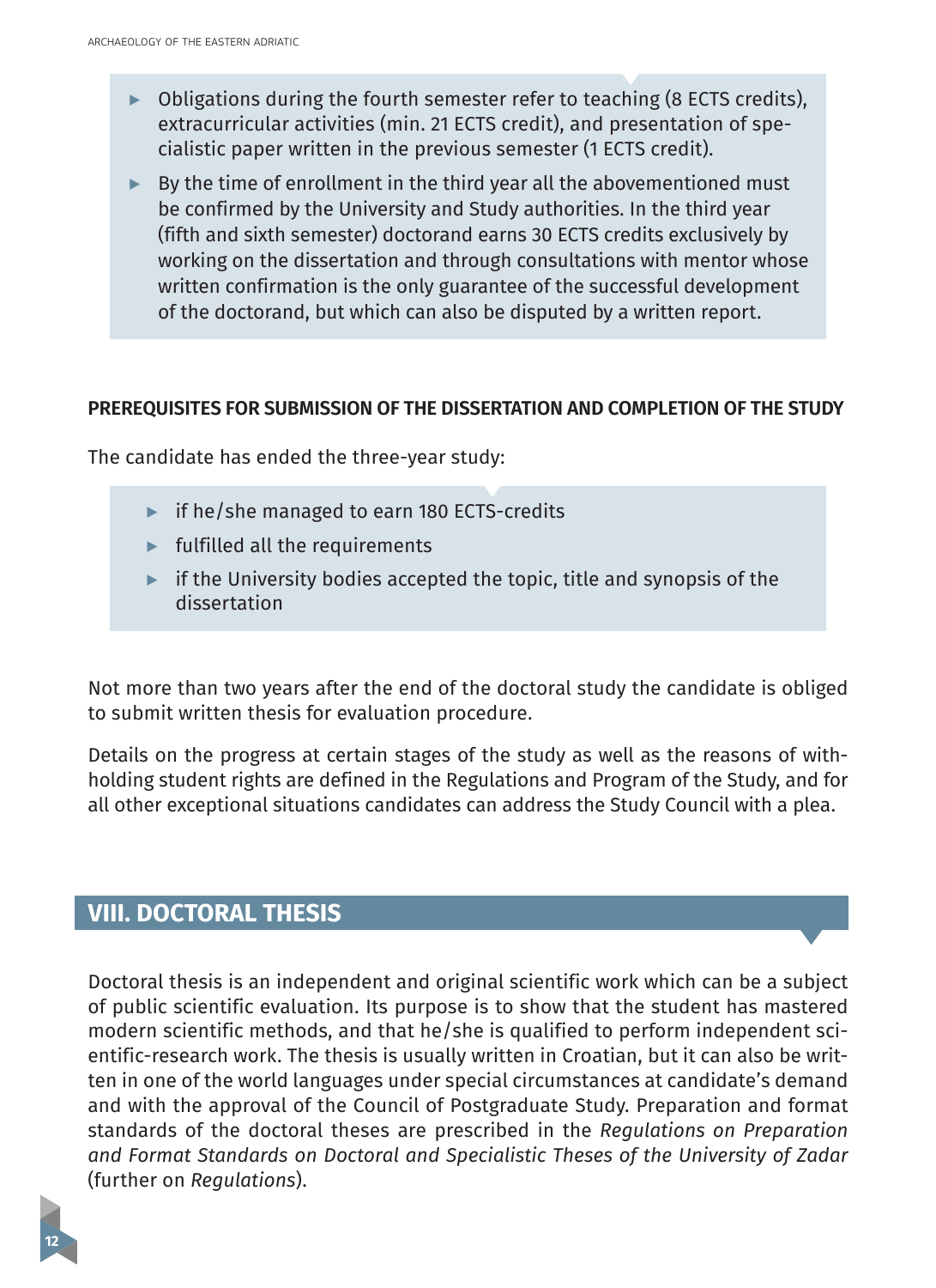- Obligations during the fourth semester refer to teaching (8 ECTS credits), extracurricular activities (min. 21 ECTS credit), and presentation of specialistic paper written in the previous semester (1 ECTS credit).
- By the time of enrollment in the third year all the abovementioned must be confirmed by the University and Study authorities. In the third year (fifth and sixth semester) doctorand earns 30 ECTS credits exclusively by working on the dissertation and through consultations with mentor whose written confirmation is the only guarantee of the successful development of the doctorand, but which can also be disputed by a written report.

**PREREQUISITES FOR SUBMISSION OF THE DISSERTATION AND COMPLETION OF THE STUDY**

The candidate has ended the three-year study:

- if he/she managed to earn 180 ECTS-credits
- fulfilled all the requirements
- if the University bodies accepted the topic, title and synopsis of the dissertation

Not more than two years after the end of the doctoral study the candidate is obliged to submit written thesis for evaluation procedure.

Details on the progress at certain stages of the study as well as the reasons of withholding student rights are defined in the Regulations and Program of the Study, and for all other exceptional situations candidates can address the Study Council with a plea.

## VIII. DOCTORAL THESIS

Doctoral thesis is an independent and original scientific work which can be a subject of public scientific evaluation. Its purpose is to show that the student has mastered modern scientific methods, and that he/she is qualified to perform independent scientific-research work. The thesis is usually written in Croatian, but it can also be written in one of the world languages under special circumstances at candidate's demand and with the approval of the Council of Postgraduate Study. Preparation and format standards of the doctoral theses are prescribed in the *Regulations on Preparation and Format Standards on Doctoral and Specialistic Theses of the University of Zadar* (further on *Regulations*).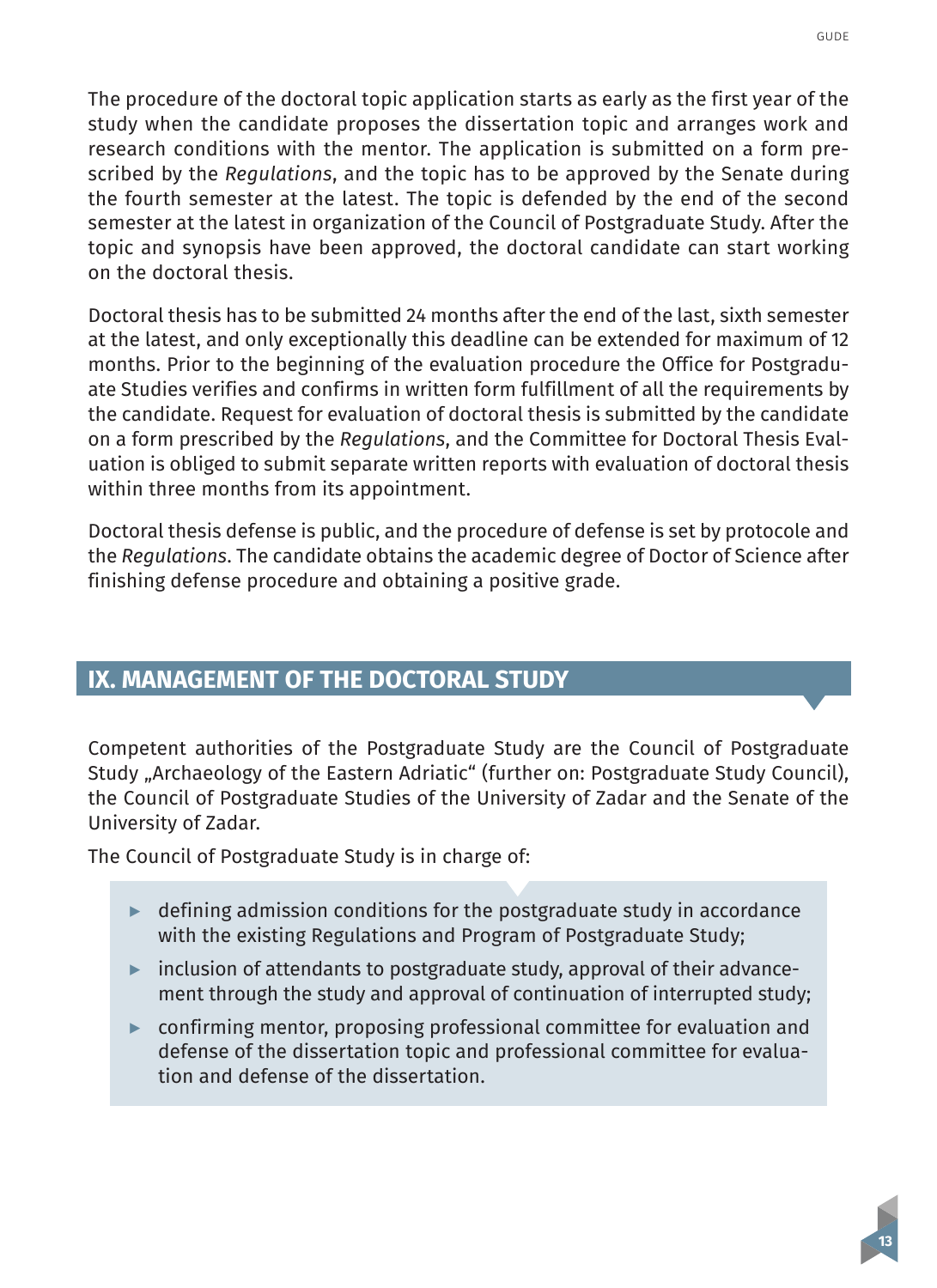The procedure of the doctoral topic application starts as early as the first year of the study when the candidate proposes the dissertation topic and arranges work and research conditions with the mentor. The application is submitted on a form prescribed by the *Regulations*, and the topic has to be approved by the Senate during the fourth semester at the latest. The topic is defended by the end of the second semester at the latest in organization of the Council of Postgraduate Study. After the topic and synopsis have been approved, the doctoral candidate can start working on the doctoral thesis.

Doctoral thesis has to be submitted 24 months after the end of the last, sixth semester at the latest, and only exceptionally this deadline can be extended for maximum of 12 months. Prior to the beginning of the evaluation procedure the Office for Postgraduate Studies verifies and confirms in written form fulfillment of all the requirements by the candidate. Request for evaluation of doctoral thesis is submitted by the candidate on a form prescribed by the *Regulations*, and the Committee for Doctoral Thesis Evaluation is obliged to submit separate written reports with evaluation of doctoral thesis within three months from its appointment.

Doctoral thesis defense is public, and the procedure of defense is set by protocole and the *Regulations*. The candidate obtains the academic degree of Doctor of Science after finishing defense procedure and obtaining a positive grade.

## IX. MANAGEMENT OF THE DOCTORAL STUDY

Competent authorities of the Postgraduate Study are the Council of Postgraduate Study „Archaeology of the Eastern Adriatic“ (further on: Postgraduate Study Council), the Council of Postgraduate Studies of the University of Zadar and the Senate of the University of Zadar.

The Council of Postgraduate Study is in charge of:

- defining admission conditions for the postgraduate study in accordance with the existing Regulations and Program of Postgraduate Study;
- inclusion of attendants to postgraduate study, approval of their advancement through the study and approval of continuation of interrupted study;
- confirming mentor, proposing professional committee for evaluation and defense of the dissertation topic and professional committee for evaluation and defense of the dissertation.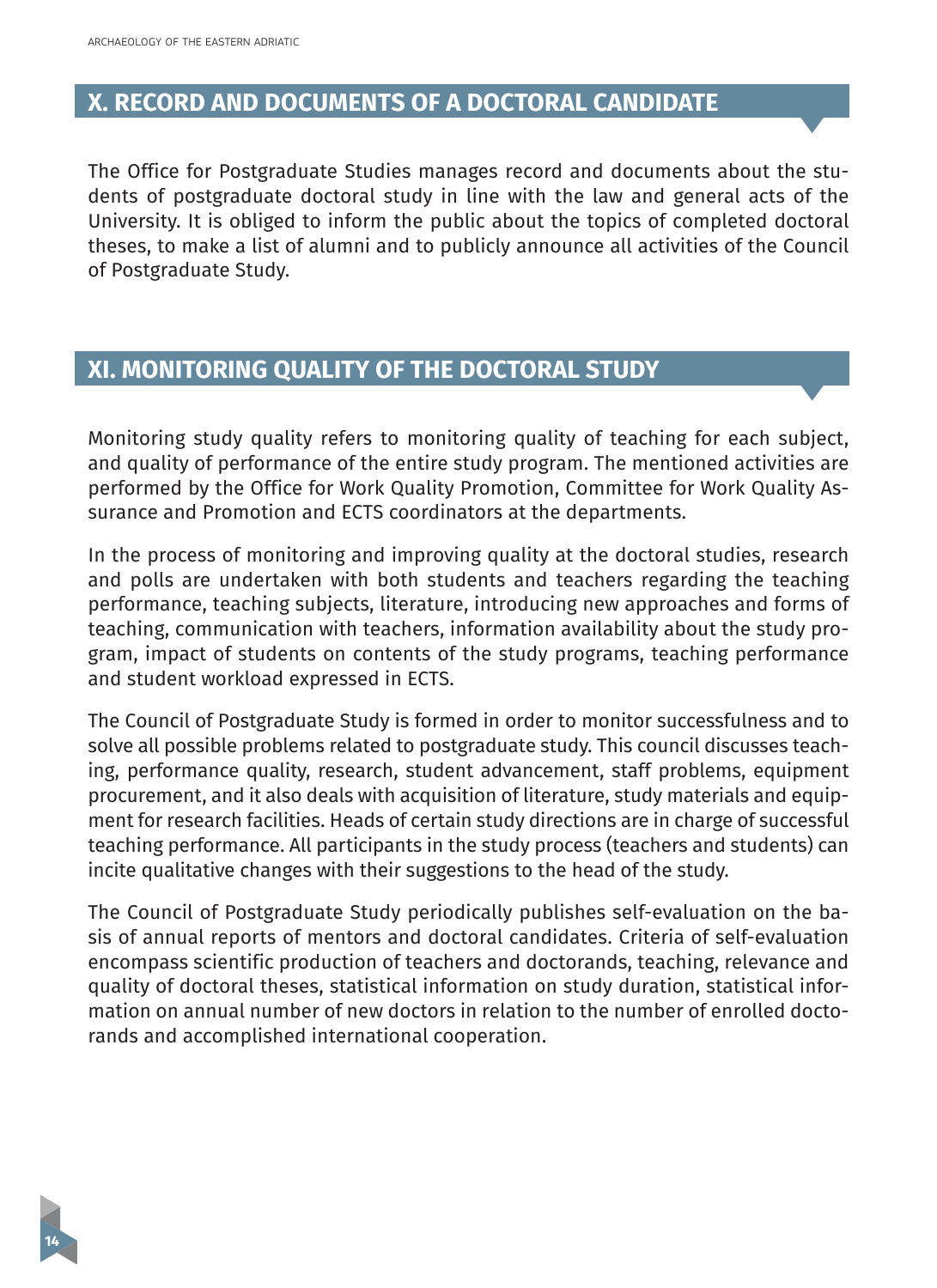## X. RECORD AND DOCUMENTS OF A DOCTORAL CANDIDATE

The Office for Postgraduate Studies manages record and documents about the students of postgraduate doctoral study in line with the law and general acts of the University. It is obliged to inform the public about the topics of completed doctoral theses, to make a list of alumni and to publicly announce all activities of the Council of Postgraduate Study.

## XI. MONITORING QUALITY OF THE DOCTORAL STUDY

Monitoring study quality refers to monitoring quality of teaching for each subject, and quality of performance of the entire study program. The mentioned activities are performed by the Office for Work Quality Promotion, Committee for Work Quality Assurance and Promotion and ECTS coordinators at the departments.

In the process of monitoring and improving quality at the doctoral studies, research and polls are undertaken with both students and teachers regarding the teaching performance, teaching subjects, literature, introducing new approaches and forms of teaching, communication with teachers, information availability about the study program, impact of students on contents of the study programs, teaching performance and student workload expressed in ECTS.

The Council of Postgraduate Study is formed in order to monitor successfulness and to solve all possible problems related to postgraduate study. This council discusses teaching, performance quality, research, student advancement, staff problems, equipment procurement, and it also deals with acquisition of literature, study materials and equipment for research facilities. Heads of certain study directions are in charge of successful teaching performance. All participants in the study process (teachers and students) can incite qualitative changes with their suggestions to the head of the study.

The Council of Postgraduate Study periodically publishes self-evaluation on the basis of annual reports of mentors and doctoral candidates. Criteria of self-evaluation encompass scientific production of teachers and doctorands, teaching, relevance and quality of doctoral theses, statistical information on study duration, statistical information on annual number of new doctors in relation to the number of enrolled doctorands and accomplished international cooperation.